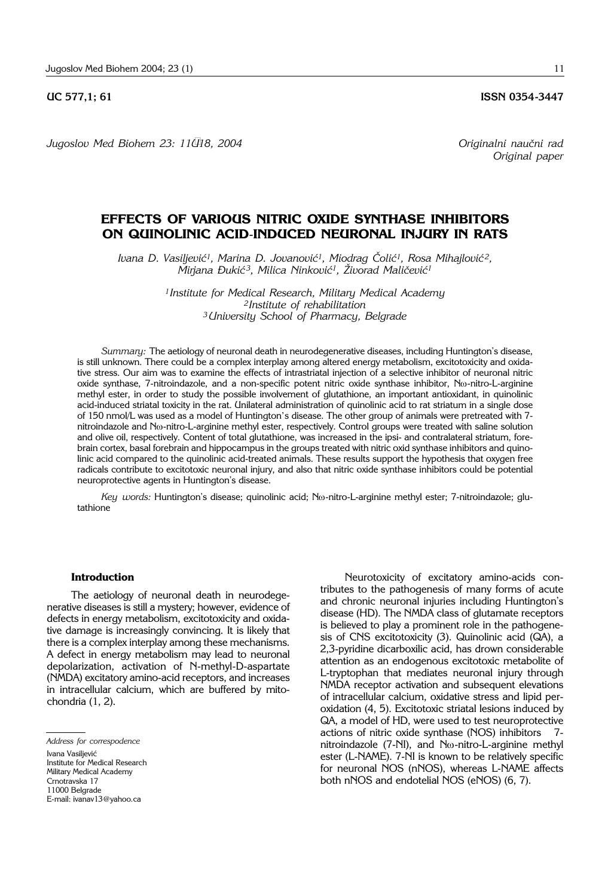UC 577,1; 61 ISSN 0354-3447

*Jugoslov Med Biohem 23: 11–18, 2004*

*Originalni naučni rad*
*Original paper*

# EFFECTS OF VARIOUS NITRIC OXIDE SYNTHASE INHIBITORS ON QUINOLINIC ACID-INDUCED NEURONAL INJURY IN RATS

*Ivana D. Vasiljević[1], Marina D. Jovanović[1], Miodrag Čolić[1], Rosa Mihajlović[2], Mirjana Đukić[3], Milica Ninković[1], Živorad Maličević[1]*

*[1]Institute for Medical Research, Military Medical Academy*
*[2]Institute of rehabilitation*
*[3]University School of Pharmacy, Belgrade*

*Summary:* The aetiology of neuronal death in neurodegenerative diseases, including Huntington's disease, is still unknown. There could be a complex interplay among altered energy metabolism, excitotoxicity and oxidative stress. Our aim was to examine the effects of intrastriatal injection of a selective inhibitor of neuronal nitric oxide synthase, 7-nitroindazole, and a non-specific potent nitric oxide synthase inhibitor, Nω-nitro-L-arginine methyl ester, in order to study the possible involvement of glutathione, an important antioxidant, in quinolinic acid-induced striatal toxicity in the rat. Unilateral administration of quinolinic acid to rat striatum in a single dose of 150 nmol/L was used as a model of Huntington's disease. The other group of animals were pretreated with 7-nitroindazole and Nω-nitro-L-arginine methyl ester, respectively. Control groups were treated with saline solution and olive oil, respectively. Content of total glutathione, was increased in the ipsi- and contralateral striatum, forebrain cortex, basal forebrain and hippocampus in the groups treated with nitric oxid synthase inhibitors and quinolinic acid compared to the quinolinic acid-treated animals. These results support the hypothesis that oxygen free radicals contribute to excitotoxic neuronal injury, and also that nitric oxide synthase inhibitors could be potential neuroprotective agents in Huntington's disease.

*Key words:* Huntington's disease; quinolinic acid; Nω-nitro-L-arginine methyl ester; 7-nitroindazole; glutathione

## Introduction

The aetiology of neuronal death in neurodegenerative diseases is still a mystery; however, evidence of defects in energy metabolism, excitotoxicity and oxidative damage is increasingly convincing. It is likely that there is a complex interplay among these mechanisms. A defect in energy metabolism may lead to neuronal depolarization, activation of N-methyl-D-aspartate (NMDA) excitatory amino-acid receptors, and increases in intracellular calcium, which are buffered by mitochondria (1, 2).

Neurotoxicity of excitatory amino-acids contributes to the pathogenesis of many forms of acute and chronic neuronal injuries including Huntington's disease (HD). The NMDA class of glutamate receptors is believed to play a prominent role in the pathogenesis of CNS excitotoxicity (3). Quinolinic acid (QA), a 2,3-pyridine dicarboxilic acid, has drown considerable attention as an endogenous excitotoxic metabolite of L-tryptophan that mediates neuronal injury through NMDA receptor activation and subsequent elevations of intracellular calcium, oxidative stress and lipid peroxidation (4, 5). Excitotoxic striatal lesions induced by QA, a model of HD, were used to test neuroprotective actions of nitric oxide synthase (NOS) inhibitors 7-nitroindazole (7-NI), and Nω-nitro-L-arginine methyl ester (L-NAME). 7-NI is known to be relatively specific for neuronal NOS (nNOS), whereas L-NAME affects both nNOS and endotelial NOS (eNOS) (6, 7).

*Address for correspodence*

Ivana Vasiljević
Institute for Medical Research
Military Medical Academy
Crnotravska 17
11000 Belgrade
E-mail: ivanav13@yahoo.ca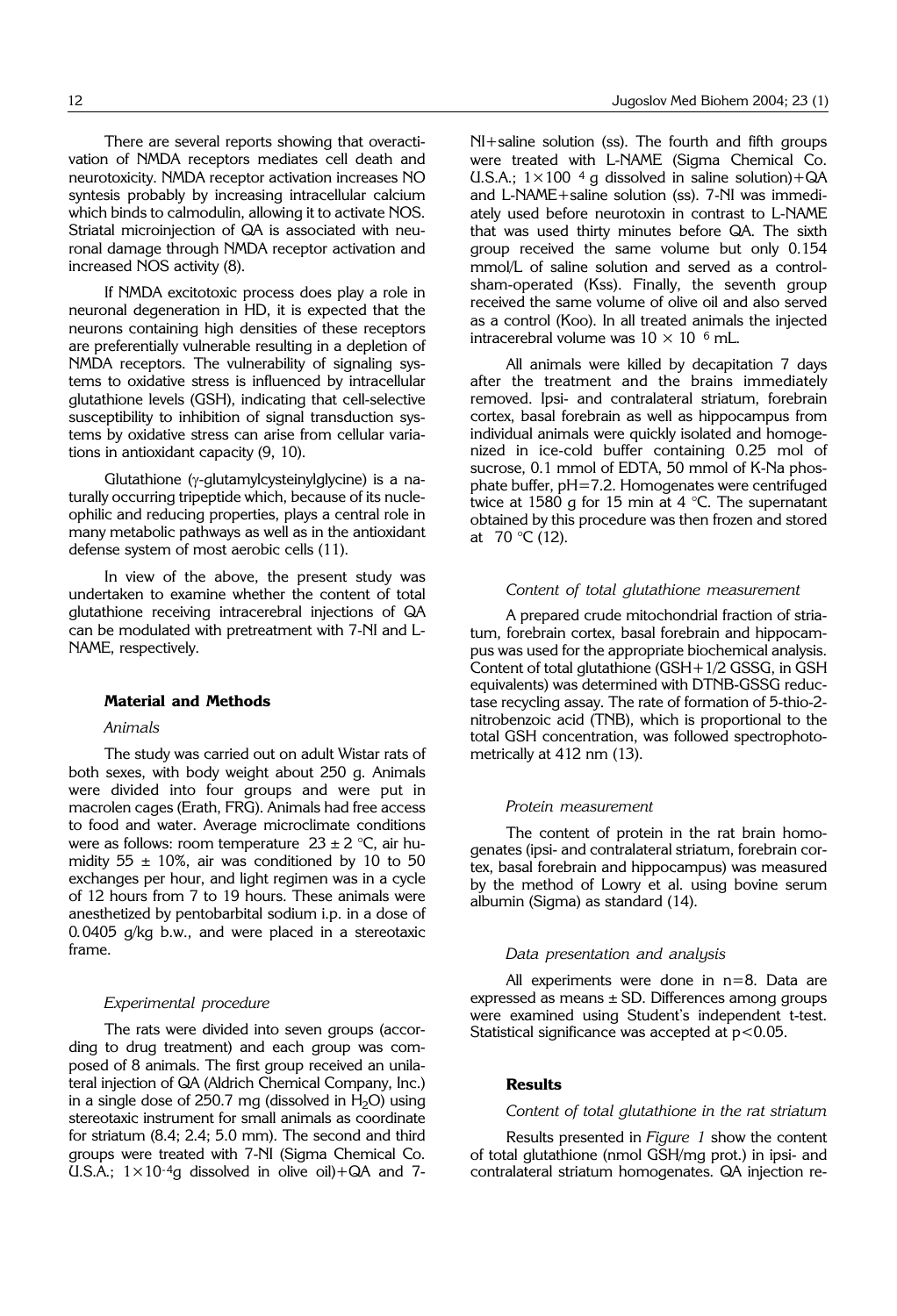There are several reports showing that overactivation of NMDA receptors mediates cell death and neurotoxicity. NMDA receptor activation increases NO syntesis probably by increasing intracellular calcium which binds to calmodulin, allowing it to activate NOS. Striatal microinjection of QA is associated with neuronal damage through NMDA receptor activation and increased NOS activity (8).

If NMDA excitotoxic process does play a role in neuronal degeneration in HD, it is expected that the neurons containing high densities of these receptors are preferentially vulnerable resulting in a depletion of NMDA receptors. The vulnerability of signaling systems to oxidative stress is influenced by intracellular glutathione levels (GSH), indicating that cell-selective susceptibility to inhibition of signal transduction systems by oxidative stress can arise from cellular variations in antioxidant capacity (9, 10).

Glutathione (γ-glutamylcysteinylglycine) is a naturally occurring tripeptide which, because of its nucleophilic and reducing properties, plays a central role in many metabolic pathways as well as in the antioxidant defense system of most aerobic cells (11).

In view of the above, the present study was undertaken to examine whether the content of total glutathione receiving intracerebral injections of QA can be modulated with pretreatment with 7-NI and L-NAME, respectively.

## Material and Methods

### *Animals*

The study was carried out on adult Wistar rats of both sexes, with body weight about 250 g. Animals were divided into four groups and were put in macrolen cages (Erath, FRG). Animals had free access to food and water. Average microclimate conditions were as follows: room temperature $23 \pm 2$ °C, air humidity $55 \pm 10\%$, air was conditioned by 10 to 50 exchanges per hour, and light regimen was in a cycle of 12 hours from 7 to 19 hours. These animals were anesthetized by pentobarbital sodium i.p. in a dose of 0.0405 g/kg b.w., and were placed in a stereotaxic frame.

### *Experimental procedure*

The rats were divided into seven groups (according to drug treatment) and each group was composed of 8 animals. The first group received an unilateral injection of QA (Aldrich Chemical Company, Inc.) in a single dose of 250.7 mg (dissolved in $H_2O$) using stereotaxic instrument for small animals as coordinate for striatum (8.4; 2.4; 5.0 mm). The second and third groups were treated with 7-NI (Sigma Chemical Co. U.S.A.; $1\times10^{-4}$g dissolved in olive oil)+QA and 7-NI+saline solution (ss). The fourth and fifth groups were treated with L-NAME (Sigma Chemical Co. U.S.A.; $1\times100^{-4}$ g dissolved in saline solution)+QA and L-NAME+saline solution (ss). 7-NI was immediately used before neurotoxin in contrast to L-NAME that was used thirty minutes before QA. The sixth group received the same volume but only 0.154 mmol/L of saline solution and served as a control-sham-operated (Kss). Finally, the seventh group received the same volume of olive oil and also served as a control (Koo). In all treated animals the injected intracerebral volume was $10 \times 10^{-6}$ mL.

All animals were killed by decapitation 7 days after the treatment and the brains immediately removed. Ipsi- and contralateral striatum, forebrain cortex, basal forebrain as well as hippocampus from individual animals were quickly isolated and homogenized in ice-cold buffer containing 0.25 mol of sucrose, 0.1 mmol of EDTA, 50 mmol of K-Na phosphate buffer, pH=7.2. Homogenates were centrifuged twice at 1580 g for 15 min at 4 °C. The supernatant obtained by this procedure was then frozen and stored at −70 °C (12).

### *Content of total glutathione measurement*

A prepared crude mitochondrial fraction of striatum, forebrain cortex, basal forebrain and hippocampus was used for the appropriate biochemical analysis. Content of total glutathione (GSH+1/2 GSSG, in GSH equivalents) was determined with DTNB-GSSG reductase recycling assay. The rate of formation of 5-thio-2-nitrobenzoic acid (TNB), which is proportional to the total GSH concentration, was followed spectrophotometrically at 412 nm (13).

### *Protein measurement*

The content of protein in the rat brain homogenates (ipsi- and contralateral striatum, forebrain cortex, basal forebrain and hippocampus) was measured by the method of Lowry et al. using bovine serum albumin (Sigma) as standard (14).

### *Data presentation and analysis*

All experiments were done in n=8. Data are expressed as means ± SD. Differences among groups were examined using Student's independent t-test. Statistical significance was accepted at $p<0.05$.

## Results

### *Content of total glutathione in the rat striatum*

Results presented in *Figure 1* show the content of total glutathione (nmol GSH/mg prot.) in ipsi- and contralateral striatum homogenates. QA injection re-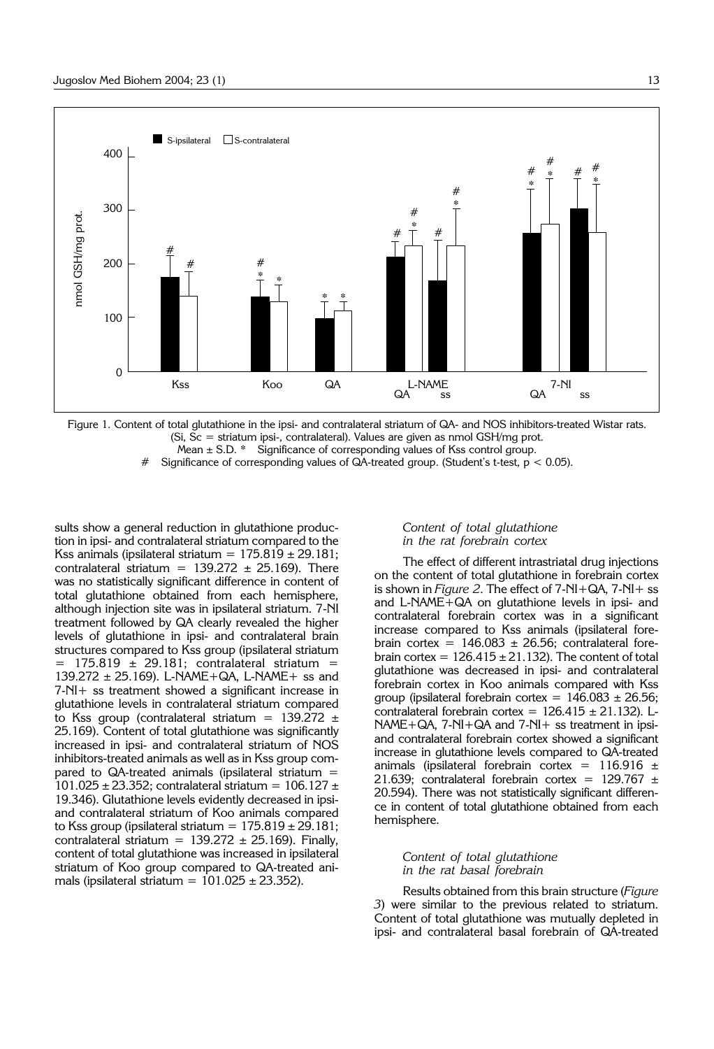Figure 1. Content of total glutathione in the ipsi- and contralateral striatum of QA- and NOS inhibitors-treated Wistar rats. (Si, Sc = striatum ipsi-, contralateral). Values are given as nmol GSH/mg prot.
Mean ± S.D. * Significance of corresponding values of Kss control group.
# Significance of corresponding values of QA-treated group. (Student's t-test, $p < 0.05$).

sults show a general reduction in glutathione production in ipsi- and contralateral striatum compared to the Kss animals (ipsilateral striatum = 175.819 ± 29.181; contralateral striatum = 139.272 ± 25.169). There was no statistically significant difference in content of total glutathione obtained from each hemisphere, although injection site was in ipsilateral striatum. 7-NI treatment followed by QA clearly revealed the higher levels of glutathione in ipsi- and contralateral brain structures compared to Kss group (ipsilateral striatum = 175.819 ± 29.181; contralateral striatum = 139.272 ± 25.169). L-NAME+QA, L-NAME+ ss and 7-NI+ ss treatment showed a significant increase in glutathione levels in contralateral striatum compared to Kss group (contralateral striatum = 139.272 ± 25.169). Content of total glutathione was significantly increased in ipsi- and contralateral striatum of NOS inhibitors-treated animals as well as in Kss group compared to QA-treated animals (ipsilateral striatum = 101.025 ± 23.352; contralateral striatum = 106.127 ± 19.346). Glutathione levels evidently decreased in ipsi- and contralateral striatum of Koo animals compared to Kss group (ipsilateral striatum = 175.819 ± 29.181; contralateral striatum = 139.272 ± 25.169). Finally, content of total glutathione was increased in ipsilateral striatum of Koo group compared to QA-treated animals (ipsilateral striatum = 101.025 ± 23.352).

### *Content of total glutathione in the rat forebrain cortex*

The effect of different intrastriatal drug injections on the content of total glutathione in forebrain cortex is shown in *Figure 2*. The effect of 7-NI+QA, 7-NI+ ss and L-NAME+QA on glutathione levels in ipsi- and contralateral forebrain cortex was in a significant increase compared to Kss animals (ipsilateral forebrain cortex = 146.083 ± 26.56; contralateral forebrain cortex = 126.415 ± 21.132). The content of total glutathione was decreased in ipsi- and contralateral forebrain cortex in Koo animals compared with Kss group (ipsilateral forebrain cortex = 146.083 ± 26.56; contralateral forebrain cortex = 126.415 ± 21.132). L-NAME+QA, 7-NI+QA and 7-NI+ ss treatment in ipsi- and contralateral forebrain cortex showed a significant increase in glutathione levels compared to QA-treated animals (ipsilateral forebrain cortex = 116.916 ± 21.639; contralateral forebrain cortex = 129.767 ± 20.594). There was not statistically significant difference in content of total glutathione obtained from each hemisphere.

### *Content of total glutathione in the rat basal forebrain*

Results obtained from this brain structure (*Figure 3*) were similar to the previous related to striatum. Content of total glutathione was mutually depleted in ipsi- and contralateral basal forebrain of QA-treated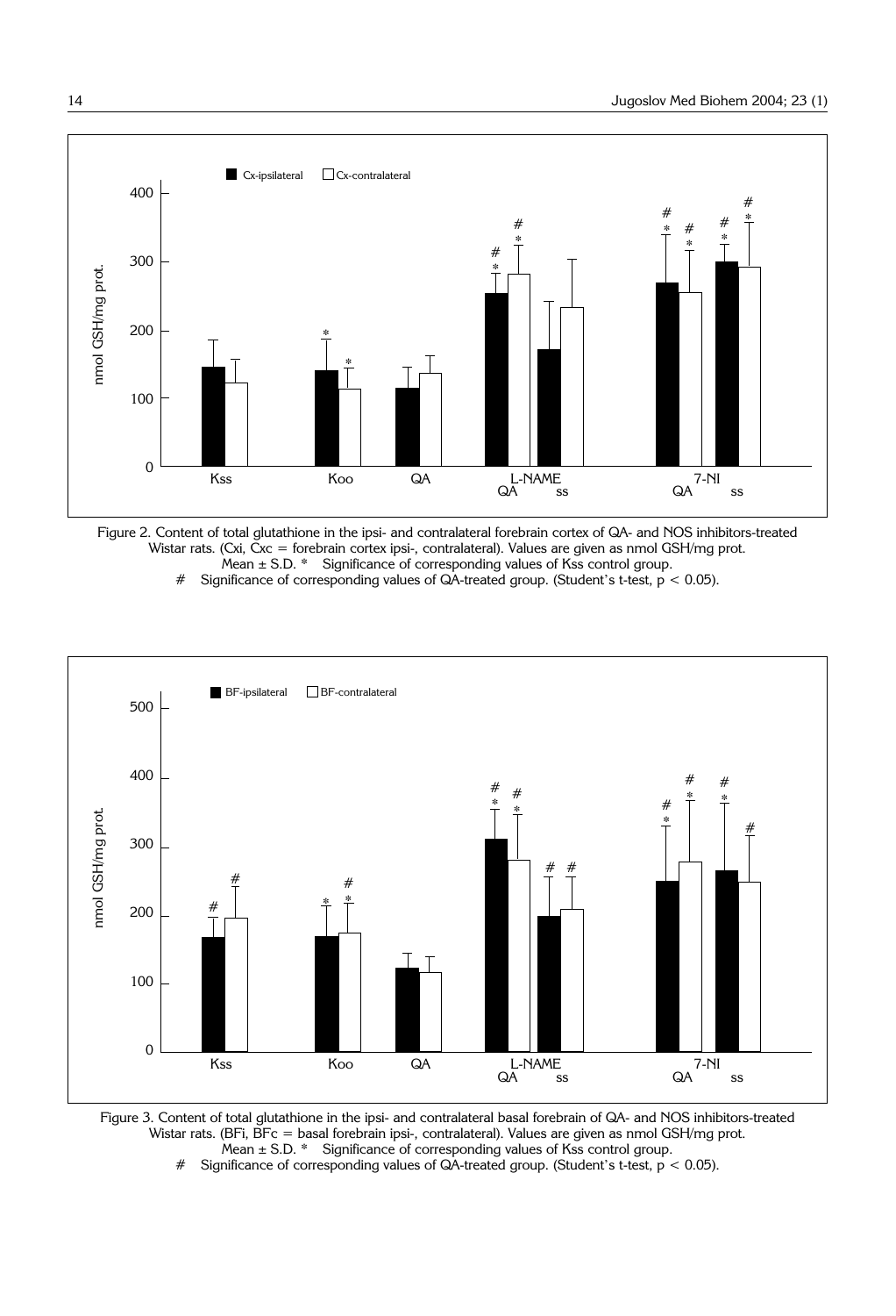Figure 2. Content of total glutathione in the ipsi- and contralateral forebrain cortex of QA- and NOS inhibitors-treated Wistar rats. (Cxi, Cxc = forebrain cortex ipsi-, contralateral). Values are given as nmol GSH/mg prot. Mean ± S.D. * Significance of corresponding values of Kss control group. # Significance of corresponding values of QA-treated group. (Student's t-test, $p < 0.05$).

Figure 3. Content of total glutathione in the ipsi- and contralateral basal forebrain of QA- and NOS inhibitors-treated Wistar rats. (BFi, BFc = basal forebrain ipsi-, contralateral). Values are given as nmol GSH/mg prot. Mean ± S.D. * Significance of corresponding values of Kss control group. # Significance of corresponding values of QA-treated group. (Student's t-test, $p < 0.05$).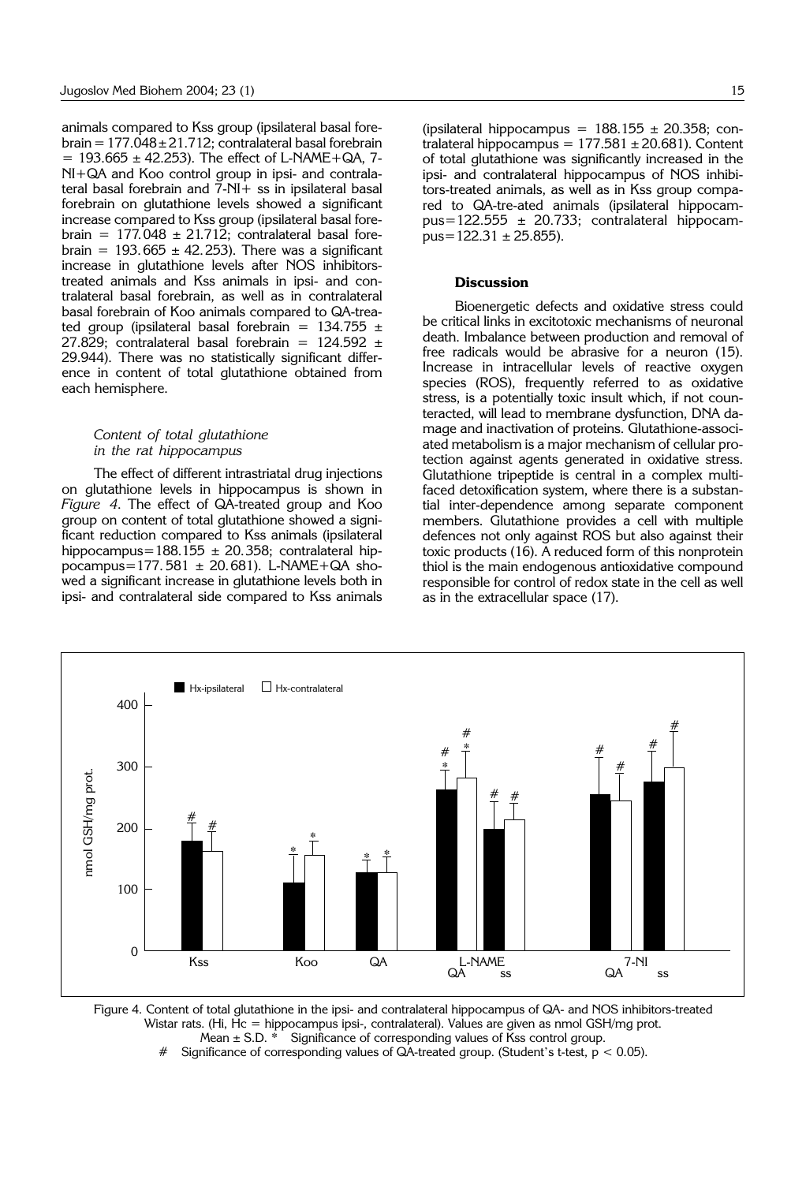animals compared to Kss group (ipsilateral basal forebrain = 177.048 ± 21.712; contralateral basal forebrain = 193.665 ± 42.253). The effect of L-NAME+QA, 7-NI+QA and Koo control group in ipsi- and contralateral basal forebrain and 7-NI+ ss in ipsilateral basal forebrain on glutathione levels showed a significant increase compared to Kss group (ipsilateral basal forebrain = 177.048 ± 21.712; contralateral basal forebrain = 193.665 ± 42.253). There was a significant increase in glutathione levels after NOS inhibitors-treated animals and Kss animals in ipsi- and contralateral basal forebrain, as well as in contralateral basal forebrain of Koo animals compared to QA-treated group (ipsilateral basal forebrain = 134.755 ± 27.829; contralateral basal forebrain = 124.592 ± 29.944). There was no statistically significant difference in content of total glutathione obtained from each hemisphere.

### *Content of total glutathione in the rat hippocampus*

The effect of different intrastriatal drug injections on glutathione levels in hippocampus is shown in *Figure 4*. The effect of QA-treated group and Koo group on content of total glutathione showed a significant reduction compared to Kss animals (ipsilateral hippocampus = 188.155 ± 20.358; contralateral hippocampus = 177.581 ± 20.681). L-NAME+QA showed a significant increase in glutathione levels both in ipsi- and contralateral side compared to Kss animals (ipsilateral hippocampus = 188.155 ± 20.358; contralateral hippocampus = 177.581 ± 20.681). Content of total glutathione was significantly increased in the ipsi- and contralateral hippocampus of NOS inhibitors-treated animals, as well as in Kss group compared to QA-treated animals (ipsilateral hippocampus = 122.555 ± 20.733; contralateral hippocampus = 122.31 ± 25.855).

### Discussion

Bioenergetic defects and oxidative stress could be critical links in excitotoxic mechanisms of neuronal death. Imbalance between production and removal of free radicals would be abrasive for a neuron (15). Increase in intracellular levels of reactive oxygen species (ROS), frequently referred to as oxidative stress, is a potentially toxic insult which, if not counteracted, will lead to membrane dysfunction, DNA damage and inactivation of proteins. Glutathione-associated metabolism is a major mechanism of cellular protection against agents generated in oxidative stress. Glutathione tripeptide is central in a complex multifaced detoxification system, where there is a substantial inter-dependence among separate component members. Glutathione provides a cell with multiple defences not only against ROS but also against their toxic products (16). A reduced form of this nonprotein thiol is the main endogenous antioxidative compound responsible for control of redox state in the cell as well as in the extracellular space (17).

Figure 4. Content of total glutathione in the ipsi- and contralateral hippocampus of QA- and NOS inhibitors-treated Wistar rats. (Hi, Hc = hippocampus ipsi-, contralateral). Values are given as nmol GSH/mg prot.
Mean ± S.D. * Significance of corresponding values of Kss control group.
# Significance of corresponding values of QA-treated group. (Student's t-test, $p < 0.05$).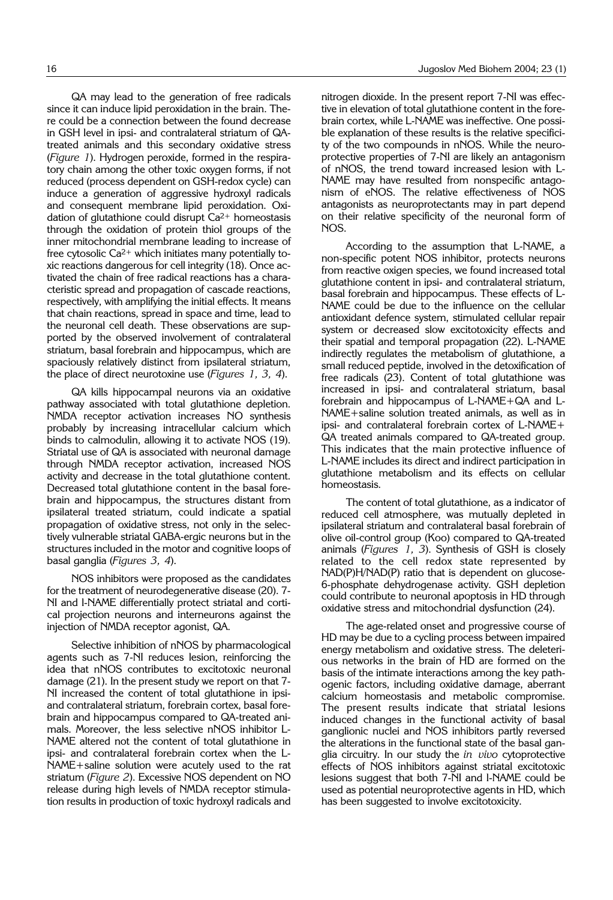QA may lead to the generation of free radicals since it can induce lipid peroxidation in the brain. There could be a connection between the found decrease in GSH level in ipsi- and contralateral striatum of QA-treated animals and this secondary oxidative stress (*Figure 1*). Hydrogen peroxide, formed in the respiratory chain among the other toxic oxygen forms, if not reduced (process dependent on GSH-redox cycle) can induce a generation of aggressive hydroxyl radicals and consequent membrane lipid peroxidation. Oxidation of glutathione could disrupt $Ca^{2+}$ homeostasis through the oxidation of protein thiol groups of the inner mitochondrial membrane leading to increase of free cytosolic $Ca^{2+}$ which initiates many potentially toxic reactions dangerous for cell integrity (18). Once activated the chain of free radical reactions has a characteristic spread and propagation of cascade reactions, respectively, with amplifying the initial effects. It means that chain reactions, spread in space and time, lead to the neuronal cell death. These observations are supported by the observed involvement of contralateral striatum, basal forebrain and hippocampus, which are spaciously relatively distinct from ipsilateral striatum, the place of direct neurotoxine use (*Figures 1, 3, 4*).

QA kills hippocampal neurons via an oxidative pathway associated with total glutathione depletion. NMDA receptor activation increases NO synthesis probably by increasing intracellular calcium which binds to calmodulin, allowing it to activate NOS (19). Striatal use of QA is associated with neuronal damage through NMDA receptor activation, increased NOS activity and decrease in the total glutathione content. Decreased total glutathione content in the basal forebrain and hippocampus, the structures distant from ipsilateral treated striatum, could indicate a spatial propagation of oxidative stress, not only in the selectively vulnerable striatal GABA-ergic neurons but in the structures included in the motor and cognitive loops of basal ganglia (*Figures 3, 4*).

NOS inhibitors were proposed as the candidates for the treatment of neurodegenerative disease (20). 7-NI and l-NAME differentially protect striatal and cortical projection neurons and interneurons against the injection of NMDA receptor agonist, QA.

Selective inhibition of nNOS by pharmacological agents such as 7-NI reduces lesion, reinforcing the idea that nNOS contributes to excitotoxic neuronal damage (21). In the present study we report on that 7-NI increased the content of total glutathione in ipsi- and contralateral striatum, forebrain cortex, basal forebrain and hippocampus compared to QA-treated animals. Moreover, the less selective nNOS inhibitor L-NAME altered not the content of total glutathione in ipsi- and contralateral forebrain cortex when the L-NAME+saline solution were acutely used to the rat striatum (*Figure 2*). Excessive NOS dependent on NO release during high levels of NMDA receptor stimulation results in production of toxic hydroxyl radicals and nitrogen dioxide. In the present report 7-NI was effective in elevation of total glutathione content in the forebrain cortex, while L-NAME was ineffective. One possible explanation of these results is the relative specificity of the two compounds in nNOS. While the neuroprotective properties of 7-NI are likely an antagonism of nNOS, the trend toward increased lesion with L-NAME may have resulted from nonspecific antagonism of eNOS. The relative effectiveness of NOS antagonists as neuroprotectants may in part depend on their relative specificity of the neuronal form of NOS.

According to the assumption that L-NAME, a non-specific potent NOS inhibitor, protects neurons from reactive oxigen species, we found increased total glutathione content in ipsi- and contralateral striatum, basal forebrain and hippocampus. These effects of L-NAME could be due to the influence on the cellular antioxidant defence system, stimulated cellular repair system or decreased slow excitotoxicity effects and their spatial and temporal propagation (22). L-NAME indirectly regulates the metabolism of glutathione, a small reduced peptide, involved in the detoxification of free radicals (23). Content of total glutathione was increased in ipsi- and contralateral striatum, basal forebrain and hippocampus of L-NAME+QA and L-NAME+saline solution treated animals, as well as in ipsi- and contralateral forebrain cortex of L-NAME+QA treated animals compared to QA-treated group. This indicates that the main protective influence of L-NAME includes its direct and indirect participation in glutathione metabolism and its effects on cellular homeostasis.

The content of total glutathione, as a indicator of reduced cell atmosphere, was mutually depleted in ipsilateral striatum and contralateral basal forebrain of olive oil-control group (Koo) compared to QA-treated animals (*Figures 1, 3*). Synthesis of GSH is closely related to the cell redox state represented by NAD(P)H/NAD(P) ratio that is dependent on glucose-6-phosphate dehydrogenase activity. GSH depletion could contribute to neuronal apoptosis in HD through oxidative stress and mitochondrial dysfunction (24).

The age-related onset and progressive course of HD may be due to a cycling process between impaired energy metabolism and oxidative stress. The deleterious networks in the brain of HD are formed on the basis of the intimate interactions among the key pathogenic factors, including oxidative damage, aberrant calcium homeostasis and metabolic compromise. The present results indicate that striatal lesions induced changes in the functional activity of basal ganglionic nuclei and NOS inhibitors partly reversed the alterations in the functional state of the basal ganglia circuitry. In our study the *in vivo* cytoprotective effects of NOS inhibitors against striatal excitotoxic lesions suggest that both 7-NI and l-NAME could be used as potential neuroprotective agents in HD, which has been suggested to involve excitotoxicity.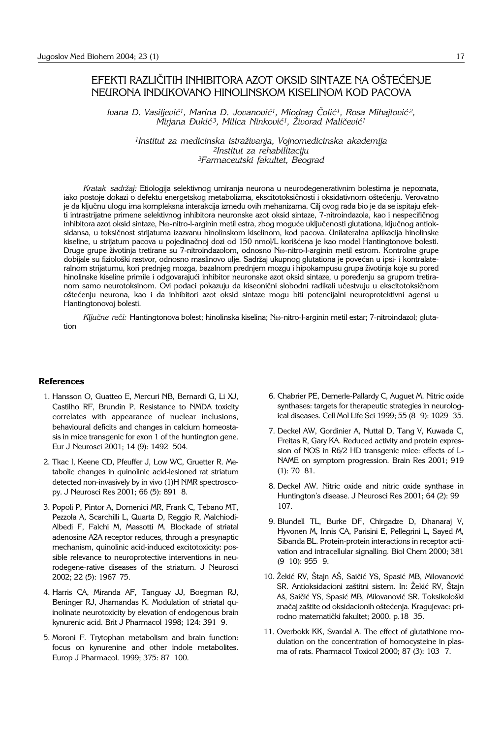# EFEKTI RAZLIČITIH INHIBITORA AZOT OKSID SINTAZE NA OŠTEĆENJE NEURONA INDUKOVANO HINOLINSKOM KISELINOM KOD PACOVA

*Ivana D. Vasiljević[1], Marina D. Jovanović[1], Miodrag Čolić[1], Rosa Mihajlović[2], Mirjana Đukić[3], Milica Ninković[1], Živorad Maličević[1]*

[1]*Institut za medicinska istraživanja, Vojnomedicinska akademija*
[2]*Institut za rehabilitaciju*
[3]*Farmaceutski fakultet, Beograd*

*Kratak sadržaj:* Etiologija selektivnog umiranja neurona u neurodegenerativnim bolestima je nepoznata, iako postoje dokazi o defektu energetskog metabolizma, ekscitotoksičnosti i oksidativnom oštećenju. Verovatno je da ključnu ulogu ima kompleksna interakcija između ovih mehanizama. Cilj ovog rada bio je da se ispitaju efekti intrastrijatne primene selektivnog inhibitora neuronske azot oksid sintaze, 7-nitroindazola, kao i nespecifičnog inhibitora azot oksid sintaze, Nω-nitro-l-arginin metil estra, zbog moguće uključenosti glutationa, ključnog antioksidansa, u toksičnost strijatuma izazvanu hinolinskom kiselinom, kod pacova. Unilateralna aplikacija hinolinske kiseline, u strijatum pacova u pojedinačnoj dozi od 150 nmol/L korišćena je kao model Hantingtonove bolesti. Druge grupe životinja tretirane su 7-nitroindazolom, odnosno Nω-nitro-l-arginin metil estrom. Kontrolne grupe dobijale su fiziološki rastvor, odnosno maslinovo ulje. Sadržaj ukupnog glutationa je povećan u ipsi- i kontralateralnom strijatumu, kori prednjeg mozga, bazalnom prednjem mozgu i hipokampusu grupa životinja koje su pored hinolinske kiseline primile i odgovarajući inhibitor neuronske azot oksid sintaze, u poređenju sa grupom tretiranom samo neurotoksinom. Ovi podaci pokazuju da kiseonični slobodni radikali učestvuju u ekscitotoksičnom oštećenju neurona, kao i da inhibitori azot oksid sintaze mogu biti potencijalni neuroprotektivni agensi u Hantingtonovoj bolesti.

*Ključne reči:* Hantingtonova bolest; hinolinska kiselina; Nω-nitro-l-arginin metil estar; 7-nitroindazol; glutation

### References

1. Hansson O, Guatteo E, Mercuri NB, Bernardi G, Li XJ, Castilho RF, Brundin P. Resistance to NMDA toxicity correlates with appearance of nuclear inclusions, behavioural deficits and changes in calcium homeostasis in mice transgenic for exon 1 of the huntington gene. Eur J Neurosci 2001; 14 (9): 1492 504.
2. Tkac I, Keene CD, Pfeuffer J, Low WC, Gruetter R. Metabolic changes in quinolinic acid-lesioned rat striatum detected non-invasively by in vivo (1)H NMR spectroscopy. J Neurosci Res 2001; 66 (5): 891 8.
3. Popoli P, Pintor A, Domenici MR, Frank C, Tebano MT, Pezzola A, Scarchilli L, Quarta D, Reggio R, Malchiodi-Albedi F, Falchi M, Massotti M. Blockade of striatal adenosine A2A receptor reduces, through a presynaptic mechanism, quinolinic acid-induced excitotoxicity: possible relevance to neuroprotective interventions in neurodegene-rative diseases of the striatum. J Neurosci 2002; 22 (5): 1967 75.
4. Harris CA, Miranda AF, Tanguay JJ, Boegman RJ, Beninger RJ, Jhamandas K. Modulation of striatal quinolinate neurotoxicity by elevation of endogenous brain kynurenic acid. Brit J Pharmacol 1998; 124: 391 9.
5. Moroni F. Trytophan metabolism and brain function: focus on kynurenine and other indole metabolites. Europ J Pharmacol. 1999; 375: 87 100.
6. Chabrier PE, Demerle-Pallardy C, Auguet M. Nitric oxide synthases: targets for therapeutic strategies in neurological diseases. Cell Mol Life Sci 1999; 55 (8 9): 1029 35.
7. Deckel AW, Gordinier A, Nuttal D, Tang V, Kuwada C, Freitas R, Gary KA. Reduced activity and protein expression of NOS in R6/2 HD transgenic mice: effects of L-NAME on symptom progression. Brain Res 2001; 919 (1): 70 81.
8. Deckel AW. Nitric oxide and nitric oxide synthase in Huntington's disease. J Neurosci Res 2001; 64 (2): 99 107.
9. Blundell TL, Burke DF, Chirgadze D, Dhanaraj V, Hyvonen M, Innis CA, Parisini E, Pellegrini L, Sayed M, Sibanda BL. Protein-protein interactions in receptor activation and intracellular signalling. Biol Chem 2000; 381 (9 10): 955 9.
10. Žekić RV, Štajn AŠ, Saičić YS, Spasić MB, Milovanović SR. Antioksidacioni zaštitni sistem. In: Žekić RV, Štajn Aš, Saičić YS, Spasić MB, Milovanović SR. Toksikološki značaj zaštite od oksidacionih oštećenja. Kragujevac: prirodno matematički fakultet; 2000. p.18 35.
11. Overbokk KK, Svardal A. The effect of glutathione modulation on the concentration of homocysteine in plasma of rats. Pharmacol Toxicol 2000; 87 (3): 103 7.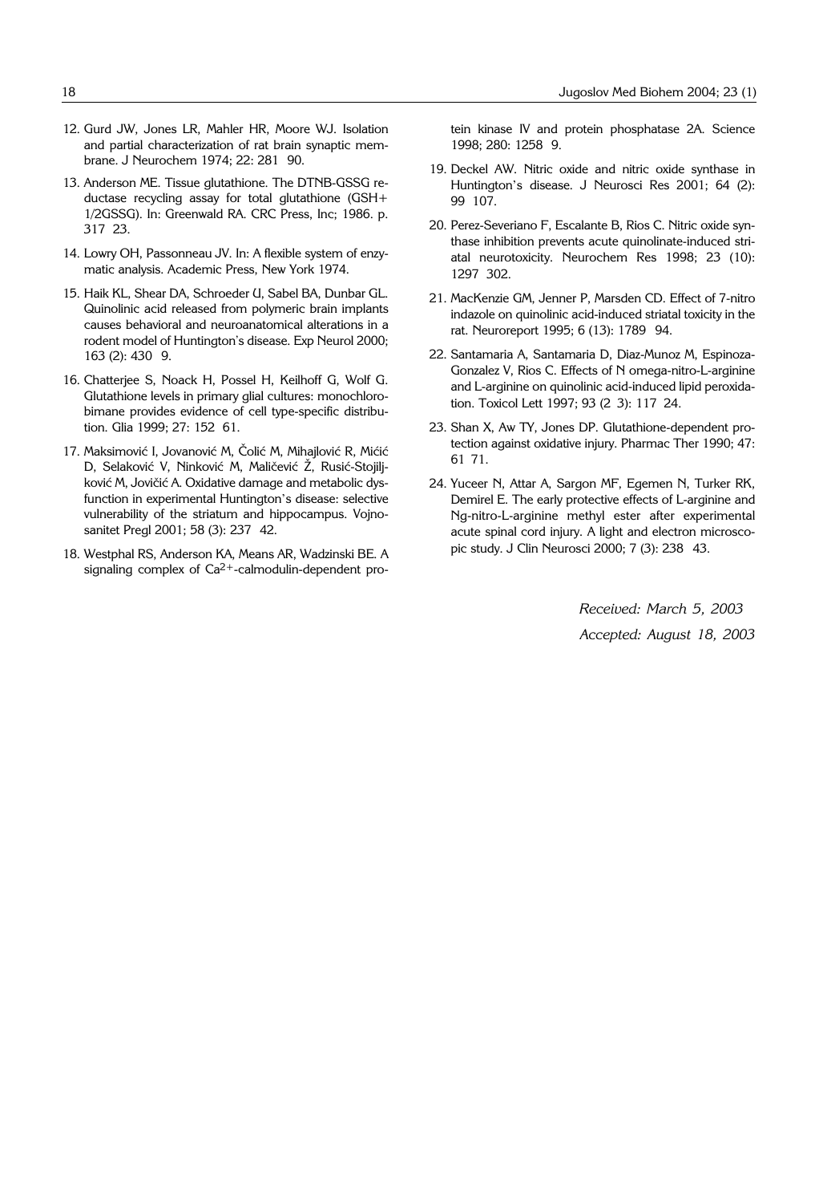12. Gurd JW, Jones LR, Mahler HR, Moore WJ. Isolation and partial characterization of rat brain synaptic membrane. J Neurochem 1974; 22: 281 90.

13. Anderson ME. Tissue glutathione. The DTNB-GSSG reductase recycling assay for total glutathione (GSH+ 1/2GSSG). In: Greenwald RA. CRC Press, Inc; 1986. p. 317 23.

14. Lowry OH, Passonneau JV. In: A flexible system of enzymatic analysis. Academic Press, New York 1974.

15. Haik KL, Shear DA, Schroeder U, Sabel BA, Dunbar GL. Quinolinic acid released from polymeric brain implants causes behavioral and neuroanatomical alterations in a rodent model of Huntington's disease. Exp Neurol 2000; 163 (2): 430 9.

16. Chatterjee S, Noack H, Possel H, Keilhoff G, Wolf G. Glutathione levels in primary glial cultures: monochlorobimane provides evidence of cell type-specific distribution. Glia 1999; 27: 152 61.

17. Maksimović I, Jovanović M, Čolić M, Mihajlović R, Mićić D, Selaković V, Ninković M, Maličević Ž, Rusić-Stojiljković M, Jovičić A. Oxidative damage and metabolic dysfunction in experimental Huntington's disease: selective vulnerability of the striatum and hippocampus. Vojnosanitet Pregl 2001; 58 (3): 237 42.

18. Westphal RS, Anderson KA, Means AR, Wadzinski BE. A signaling complex of $Ca^{2+}$-calmodulin-dependent protein kinase IV and protein phosphatase 2A. Science 1998; 280: 1258 9.

19. Deckel AW. Nitric oxide and nitric oxide synthase in Huntington's disease. J Neurosci Res 2001; 64 (2): 99 107.

20. Perez-Severiano F, Escalante B, Rios C. Nitric oxide synthase inhibition prevents acute quinolinate-induced striatal neurotoxicity. Neurochem Res 1998; 23 (10): 1297 302.

21. MacKenzie GM, Jenner P, Marsden CD. Effect of 7-nitro indazole on quinolinic acid-induced striatal toxicity in the rat. Neuroreport 1995; 6 (13): 1789 94.

22. Santamaria A, Santamaria D, Diaz-Munoz M, Espinoza-Gonzalez V, Rios C. Effects of N omega-nitro-L-arginine and L-arginine on quinolinic acid-induced lipid peroxidation. Toxicol Lett 1997; 93 (2 3): 117 24.

23. Shan X, Aw TY, Jones DP. Glutathione-dependent protection against oxidative injury. Pharmac Ther 1990; 47: 61 71.

24. Yuceer N, Attar A, Sargon MF, Egemen N, Turker RK, Demirel E. The early protective effects of L-arginine and Ng-nitro-L-arginine methyl ester after experimental acute spinal cord injury. A light and electron microscopic study. J Clin Neurosci 2000; 7 (3): 238 43.

*Received: March 5, 2003*

*Accepted: August 18, 2003*